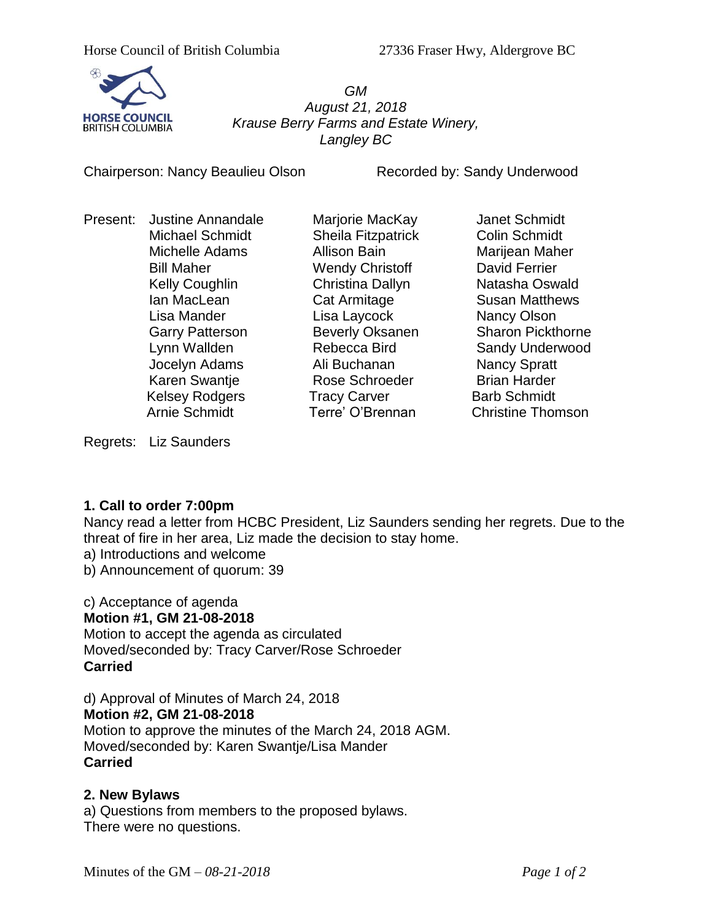Horse Council of British Columbia 27336 Fraser Hwy, Aldergrove BC

*GM*
*August 21, 2018*
*Krause Berry Farms and Estate Winery,*
*Langley BC*

Chairperson: Nancy Beaulieu Olson Recorded by: Sandy Underwood

Present:

| | | |
|---|---|---|
| Justine Annandale | Marjorie MacKay | Janet Schmidt |
| Michael Schmidt | Sheila Fitzpatrick | Colin Schmidt |
| Michelle Adams | Allison Bain | Marijean Maher |
| Bill Maher | Wendy Christoff | David Ferrier |
| Kelly Coughlin | Christina Dallyn | Natasha Oswald |
| Ian MacLean | Cat Armitage | Susan Matthews |
| Lisa Mander | Lisa Laycock | Nancy Olson |
| Garry Patterson | Beverly Oksanen | Sharon Pickthorne |
| Lynn Wallden | Rebecca Bird | Sandy Underwood |
| Jocelyn Adams | Ali Buchanan | Nancy Spratt |
| Karen Swantje | Rose Schroeder | Brian Harder |
| Kelsey Rodgers | Tracy Carver | Barb Schmidt |
| Arnie Schmidt | Terre' O'Brennan | Christine Thomson |

Regrets: Liz Saunders

**1. Call to order 7:00pm**

Nancy read a letter from HCBC President, Liz Saunders sending her regrets. Due to the threat of fire in her area, Liz made the decision to stay home.

a) Introductions and welcome

b) Announcement of quorum: 39

c) Acceptance of agenda

**Motion #1, GM 21-08-2018**

Motion to accept the agenda as circulated

Moved/seconded by: Tracy Carver/Rose Schroeder

**Carried**

d) Approval of Minutes of March 24, 2018

**Motion #2, GM 21-08-2018**

Motion to approve the minutes of the March 24, 2018 AGM.

Moved/seconded by: Karen Swantje/Lisa Mander

**Carried**

**2. New Bylaws**

a) Questions from members to the proposed bylaws.

There were no questions.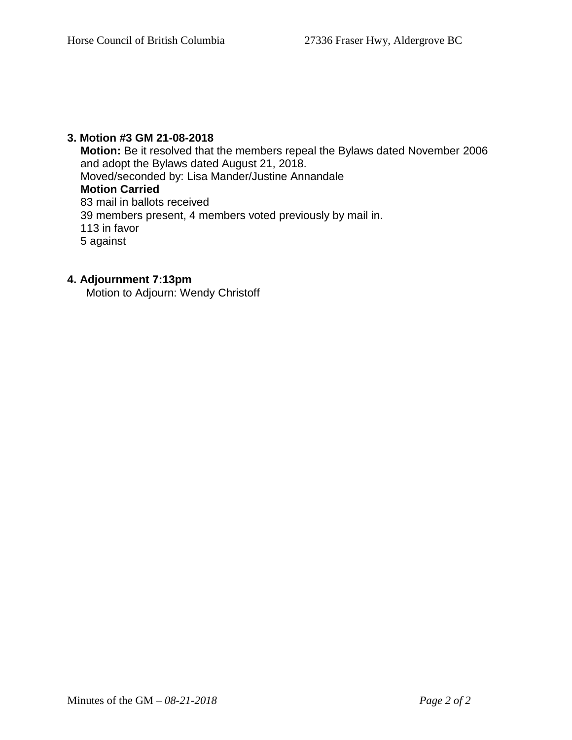### 3. Motion #3 GM 21-08-2018

**Motion:** Be it resolved that the members repeal the Bylaws dated November 2006 and adopt the Bylaws dated August 21, 2018.
Moved/seconded by: Lisa Mander/Justine Annandale
**Motion Carried**
83 mail in ballots received
39 members present, 4 members voted previously by mail in.
113 in favor
5 against

### 4. Adjournment 7:13pm

Motion to Adjourn: Wendy Christoff